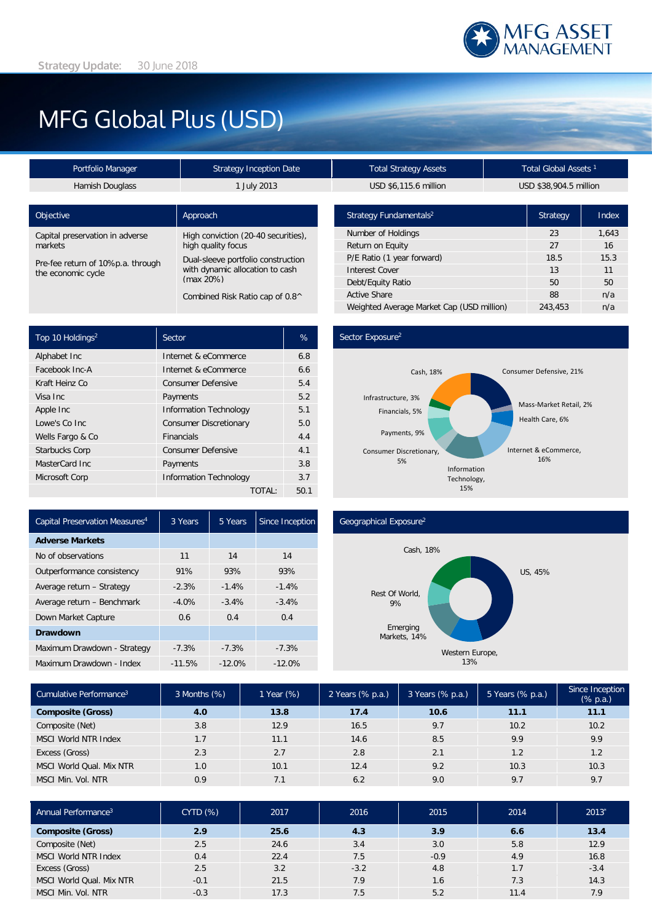Strategy Update: 30 June 2018

MFG ASSET MANAGEMENT

# MFG Global Plus (USD)

| Portfolio Manager | Strategy Inception Date | Total Strategy Assets | Total Global Assets [1] |
| --- | --- | --- | --- |
| Hamish Douglass | 1 July 2013 | USD $6,115.6 million | USD $38,904.5 million |

| Objective | Approach |
| --- | --- |
| Capital preservation in adverse markets | High conviction (20-40 securities), high quality focus |
| Pre-fee return of 10%p.a. through the economic cycle | Dual-sleeve portfolio construction with dynamic allocation to cash (max 20%) |
| | Combined Risk Ratio cap of 0.8^ |

| Strategy Fundamentals[2] | Strategy | Index |
| --- | --- | --- |
| Number of Holdings | 23 | 1,643 |
| Return on Equity | 27 | 16 |
| P/E Ratio (1 year forward) | 18.5 | 15.3 |
| Interest Cover | 13 | 11 |
| Debt/Equity Ratio | 50 | 50 |
| Active Share | 88 | n/a |
| Weighted Average Market Cap (USD million) | 243,453 | n/a |

| Top 10 Holdings[2] | Sector | % |
| --- | --- | --- |
| Alphabet Inc | Internet & eCommerce | 6.8 |
| Facebook Inc-A | Internet & eCommerce | 6.6 |
| Kraft Heinz Co | Consumer Defensive | 5.4 |
| Visa Inc | Payments | 5.2 |
| Apple Inc | Information Technology | 5.1 |
| Lowe's Co Inc | Consumer Discretionary | 5.0 |
| Wells Fargo & Co | Financials | 4.4 |
| Starbucks Corp | Consumer Defensive | 4.1 |
| MasterCard Inc | Payments | 3.8 |
| Microsoft Corp | Information Technology | 3.7 |
| | TOTAL: | 50.1 |

**Sector Exposure[2]**

Cash, 18%; Consumer Defensive, 21%; Mass-Market Retail, 2%; Health Care, 6%; Internet & eCommerce, 16%; Information Technology, 15%; Consumer Discretionary, 5%; Payments, 9%; Financials, 5%; Infrastructure, 3%

| Capital Preservation Measures[4] | 3 Years | 5 Years | Since Inception |
| --- | --- | --- | --- |
| **Adverse Markets** | | | |
| No of observations | 11 | 14 | 14 |
| Outperformance consistency | 91% | 93% | 93% |
| Average return – Strategy | -2.3% | -1.4% | -1.4% |
| Average return – Benchmark | -4.0% | -3.4% | -3.4% |
| Down Market Capture | 0.6 | 0.4 | 0.4 |
| **Drawdown** | | | |
| Maximum Drawdown - Strategy | -7.3% | -7.3% | -7.3% |
| Maximum Drawdown - Index | -11.5% | -12.0% | -12.0% |

**Geographical Exposure[2]**

Cash, 18%; US, 45%; Western Europe, 13%; Emerging Markets, 14%; Rest Of World, 9%

| Cumulative Performance[3] | 3 Months (%) | 1 Year (%) | 2 Years (% p.a.) | 3 Years (% p.a.) | 5 Years (% p.a.) | Since Inception (% p.a.) |
| --- | --- | --- | --- | --- | --- | --- |
| **Composite (Gross)** | **4.0** | **13.8** | **17.4** | **10.6** | **11.1** | **11.1** |
| Composite (Net) | 3.8 | 12.9 | 16.5 | 9.7 | 10.2 | 10.2 |
| MSCI World NTR Index | 1.7 | 11.1 | 14.6 | 8.5 | 9.9 | 9.9 |
| Excess (Gross) | 2.3 | 2.7 | 2.8 | 2.1 | 1.2 | 1.2 |
| MSCI World Qual. Mix NTR | 1.0 | 10.1 | 12.4 | 9.2 | 10.3 | 10.3 |
| MSCI Min. Vol. NTR | 0.9 | 7.1 | 6.2 | 9.0 | 9.7 | 9.7 |

| Annual Performance[3] | CYTD (%) | 2017 | 2016 | 2015 | 2014 | 2013* |
| --- | --- | --- | --- | --- | --- | --- |
| **Composite (Gross)** | **2.9** | **25.6** | **4.3** | **3.9** | **6.6** | **13.4** |
| Composite (Net) | 2.5 | 24.6 | 3.4 | 3.0 | 5.8 | 12.9 |
| MSCI World NTR Index | 0.4 | 22.4 | 7.5 | -0.9 | 4.9 | 16.8 |
| Excess (Gross) | 2.5 | 3.2 | -3.2 | 4.8 | 1.7 | -3.4 |
| MSCI World Qual. Mix NTR | -0.1 | 21.5 | 7.9 | 1.6 | 7.3 | 14.3 |
| MSCI Min. Vol. NTR | -0.3 | 17.3 | 7.5 | 5.2 | 11.4 | 7.9 |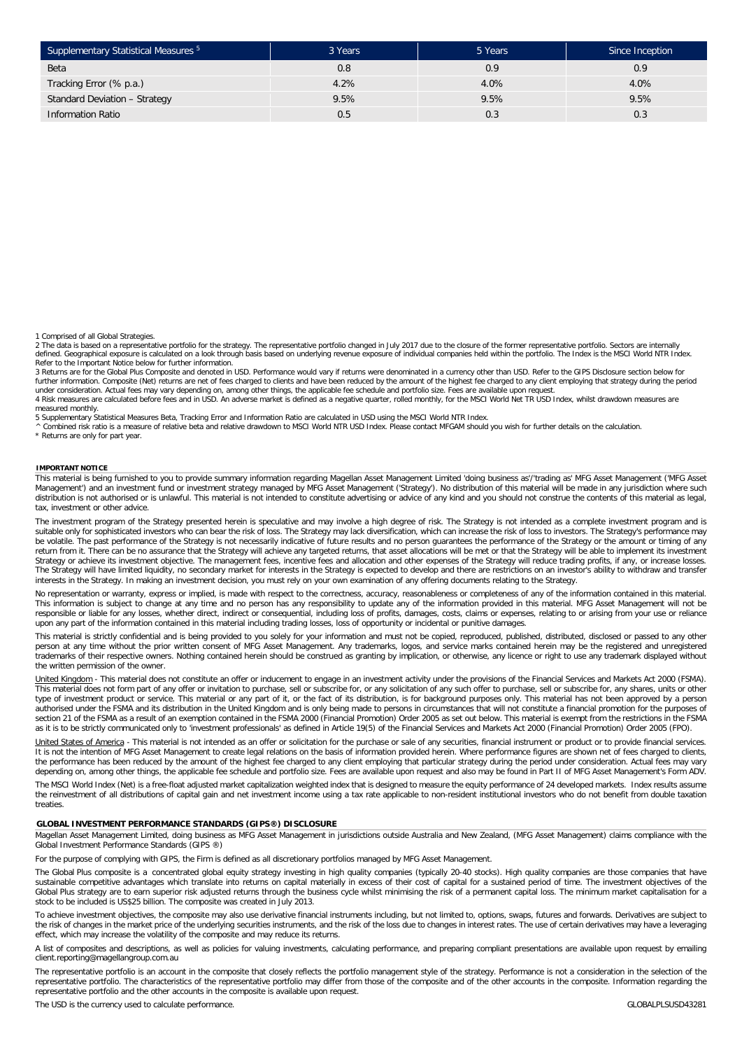| Supplementary Statistical Measures [5] | 3 Years | 5 Years | Since Inception |
|---|---|---|---|
| Beta | 0.8 | 0.9 | 0.9 |
| Tracking Error (% p.a.) | 4.2% | 4.0% | 4.0% |
| Standard Deviation – Strategy | 9.5% | 9.5% | 9.5% |
| Information Ratio | 0.5 | 0.3 | 0.3 |

1 Comprised of all Global Strategies.

2 The data is based on a representative portfolio for the strategy. The representative portfolio changed in July 2017 due to the closure of the former representative portfolio. Sectors are internally defined. Geographical exposure is calculated on a look through basis based on underlying revenue exposure of individual companies held within the portfolio. The Index is the MSCI World NTR Index. Refer to the Important Notice below for further information.

3 Returns are for the Global Plus Composite and denoted in USD. Performance would vary if returns were denominated in a currency other than USD. Refer to the GIPS Disclosure section below for further information. Composite (Net) returns are net of fees charged to clients and have been reduced by the amount of the highest fee charged to any client employing that strategy during the period under consideration. Actual fees may vary depending on, among other things, the applicable fee schedule and portfolio size. Fees are available upon request.

4 Risk measures are calculated before fees and in USD. An adverse market is defined as a negative quarter, rolled monthly, for the MSCI World Net TR USD Index, whilst drawdown measures are measured monthly.

5 Supplementary Statistical Measures Beta, Tracking Error and Information Ratio are calculated in USD using the MSCI World NTR Index.

^ Combined risk ratio is a measure of relative beta and relative drawdown to MSCI World NTR USD Index. Please contact MFGAM should you wish for further details on the calculation.

* Returns are only for part year.

## IMPORTANT NOTICE

This material is being furnished to you to provide summary information regarding Magellan Asset Management Limited 'doing business as'/'trading as' MFG Asset Management ('MFG Asset Management') and an investment fund or investment strategy managed by MFG Asset Management ('Strategy'). No distribution of this material will be made in any jurisdiction where such distribution is not authorised or is unlawful. This material is not intended to constitute advertising or advice of any kind and you should not construe the contents of this material as legal, tax, investment or other advice.

The investment program of the Strategy presented herein is speculative and may involve a high degree of risk. The Strategy is not intended as a complete investment program and is suitable only for sophisticated investors who can bear the risk of loss. The Strategy may lack diversification, which can increase the risk of loss to investors. The Strategy's performance may be volatile. The past performance of the Strategy is not necessarily indicative of future results and no person guarantees the performance of the Strategy or the amount or timing of any return from it. There can be no assurance that the Strategy will achieve any targeted returns, that asset allocations will be met or that the Strategy will be able to implement its investment Strategy or achieve its investment objective. The management fees, incentive fees and allocation and other expenses of the Strategy will reduce trading profits, if any, or increase losses. The Strategy will have limited liquidity, no secondary market for interests in the Strategy is expected to develop and there are restrictions on an investor's ability to withdraw and transfer interests in the Strategy. In making an investment decision, you must rely on your own examination of any offering documents relating to the Strategy.

No representation or warranty, express or implied, is made with respect to the correctness, accuracy, reasonableness or completeness of any of the information contained in this material. This information is subject to change at any time and no person has any responsibility to update any of the information provided in this material. MFG Asset Management will not be responsible or liable for any losses, whether direct, indirect or consequential, including loss of profits, damages, costs, claims or expenses, relating to or arising from your use or reliance upon any part of the information contained in this material including trading losses, loss of opportunity or incidental or punitive damages.

This material is strictly confidential and is being provided to you solely for your information and must not be copied, reproduced, published, distributed, disclosed or passed to any other person at any time without the prior written consent of MFG Asset Management. Any trademarks, logos, and service marks contained herein may be the registered and unregistered trademarks of their respective owners. Nothing contained herein should be construed as granting by implication, or otherwise, any licence or right to use any trademark displayed without the written permission of the owner.

United Kingdom - This material does not constitute an offer or inducement to engage in an investment activity under the provisions of the Financial Services and Markets Act 2000 (FSMA). This material does not form part of any offer or invitation to purchase, sell or subscribe for, or any solicitation of any such offer to purchase, sell or subscribe for, any shares, units or other type of investment product or service. This material or any part of it, or the fact of its distribution, is for background purposes only. This material has not been approved by a person authorised under the FSMA and its distribution in the United Kingdom and is only being made to persons in circumstances that will not constitute a financial promotion for the purposes of section 21 of the FSMA as a result of an exemption contained in the FSMA 2000 (Financial Promotion) Order 2005 as set out below. This material is exempt from the restrictions in the FSMA as it is to be strictly communicated only to 'investment professionals' as defined in Article 19(5) of the Financial Services and Markets Act 2000 (Financial Promotion) Order 2005 (FPO).

United States of America - This material is not intended as an offer or solicitation for the purchase or sale of any securities, financial instrument or product or to provide financial services. It is not the intention of MFG Asset Management to create legal relations on the basis of information provided herein. Where performance figures are shown net of fees charged to clients, the performance has been reduced by the amount of the highest fee charged to any client employing that particular strategy during the period under consideration. Actual fees may vary depending on, among other things, the applicable fee schedule and portfolio size. Fees are available upon request and also may be found in Part II of MFG Asset Management's Form ADV.

The MSCI World Index (Net) is a free-float adjusted market capitalization weighted index that is designed to measure the equity performance of 24 developed markets. Index results assume the reinvestment of all distributions of capital gain and net investment income using a tax rate applicable to non-resident institutional investors who do not benefit from double taxation treaties.

## GLOBAL INVESTMENT PERFORMANCE STANDARDS (GIPS®) DISCLOSURE

Magellan Asset Management Limited, doing business as MFG Asset Management in jurisdictions outside Australia and New Zealand, (MFG Asset Management) claims compliance with the Global Investment Performance Standards (GIPS ®)

For the purpose of complying with GIPS, the Firm is defined as all discretionary portfolios managed by MFG Asset Management.

The Global Plus composite is a concentrated global equity strategy investing in high quality companies (typically 20-40 stocks). High quality companies are those companies that have sustainable competitive advantages which translate into returns on capital materially in excess of their cost of capital for a sustained period of time. The investment objectives of the Global Plus strategy are to earn superior risk adjusted returns through the business cycle whilst minimising the risk of a permanent capital loss. The minimum market capitalisation for a stock to be included is US$25 billion. The composite was created in July 2013.

To achieve investment objectives, the composite may also use derivative financial instruments including, but not limited to, options, swaps, futures and forwards. Derivatives are subject to the risk of changes in the market price of the underlying securities instruments, and the risk of the loss due to changes in interest rates. The use of certain derivatives may have a leveraging effect, which may increase the volatility of the composite and may reduce its returns.

A list of composites and descriptions, as well as policies for valuing investments, calculating performance, and preparing compliant presentations are available upon request by emailing client.reporting@magellangroup.com.au

The representative portfolio is an account in the composite that closely reflects the portfolio management style of the strategy. Performance is not a consideration in the selection of the representative portfolio. The characteristics of the representative portfolio may differ from those of the composite and of the other accounts in the composite. Information regarding the representative portfolio and the other accounts in the composite is available upon request.

The USD is the currency used to calculate performance.

GLOBALPLSUSD43281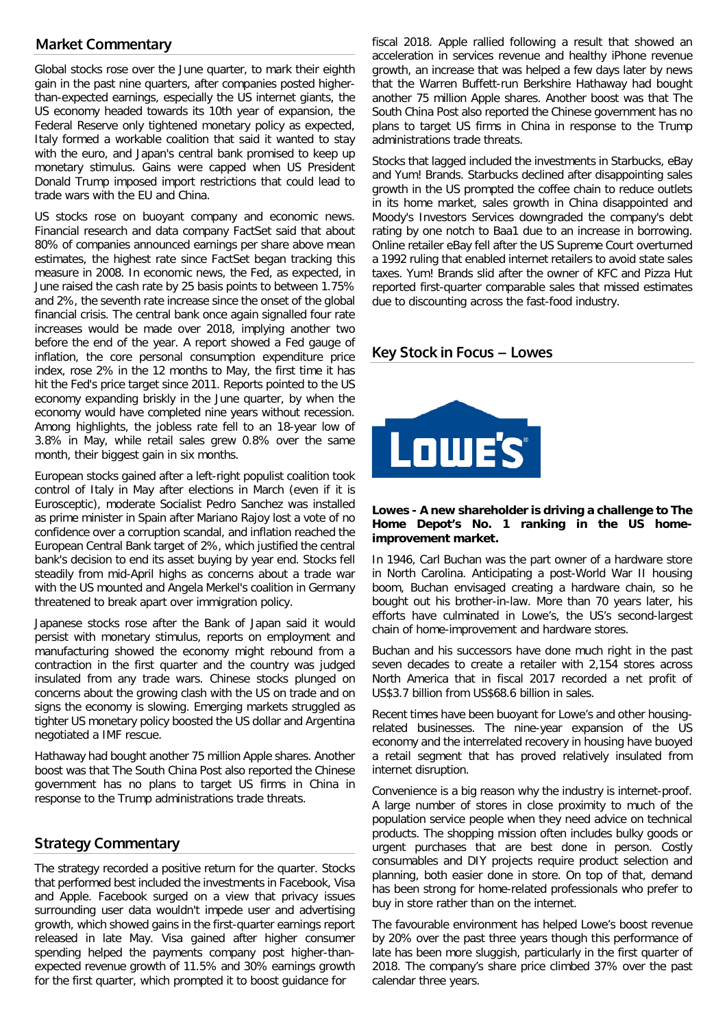## Market Commentary

Global stocks rose over the June quarter, to mark their eighth gain in the past nine quarters, after companies posted higher-than-expected earnings, especially the US internet giants, the US economy headed towards its 10th year of expansion, the Federal Reserve only tightened monetary policy as expected, Italy formed a workable coalition that said it wanted to stay with the euro, and Japan's central bank promised to keep up monetary stimulus. Gains were capped when US President Donald Trump imposed import restrictions that could lead to trade wars with the EU and China.

US stocks rose on buoyant company and economic news. Financial research and data company FactSet said that about 80% of companies announced earnings per share above mean estimates, the highest rate since FactSet began tracking this measure in 2008. In economic news, the Fed, as expected, in June raised the cash rate by 25 basis points to between 1.75% and 2%, the seventh rate increase since the onset of the global financial crisis. The central bank once again signalled four rate increases would be made over 2018, implying another two before the end of the year. A report showed a Fed gauge of inflation, the core personal consumption expenditure price index, rose 2% in the 12 months to May, the first time it has hit the Fed's price target since 2011. Reports pointed to the US economy expanding briskly in the June quarter, by when the economy would have completed nine years without recession. Among highlights, the jobless rate fell to an 18-year low of 3.8% in May, while retail sales grew 0.8% over the same month, their biggest gain in six months.

European stocks gained after a left-right populist coalition took control of Italy in May after elections in March (even if it is Eurosceptic), moderate Socialist Pedro Sanchez was installed as prime minister in Spain after Mariano Rajoy lost a vote of no confidence over a corruption scandal, and inflation reached the European Central Bank target of 2%, which justified the central bank's decision to end its asset buying by year end. Stocks fell steadily from mid-April highs as concerns about a trade war with the US mounted and Angela Merkel's coalition in Germany threatened to break apart over immigration policy.

Japanese stocks rose after the Bank of Japan said it would persist with monetary stimulus, reports on employment and manufacturing showed the economy might rebound from a contraction in the first quarter and the country was judged insulated from any trade wars. Chinese stocks plunged on concerns about the growing clash with the US on trade and on signs the economy is slowing. Emerging markets struggled as tighter US monetary policy boosted the US dollar and Argentina negotiated a IMF rescue.

Hathaway had bought another 75 million Apple shares. Another boost was that The South China Post also reported the Chinese government has no plans to target US firms in China in response to the Trump administrations trade threats.

## Strategy Commentary

The strategy recorded a positive return for the quarter. Stocks that performed best included the investments in Facebook, Visa and Apple. Facebook surged on a view that privacy issues surrounding user data wouldn't impede user and advertising growth, which showed gains in the first-quarter earnings report released in late May. Visa gained after higher consumer spending helped the payments company post higher-than-expected revenue growth of 11.5% and 30% earnings growth for the first quarter, which prompted it to boost guidance for fiscal 2018. Apple rallied following a result that showed an acceleration in services revenue and healthy iPhone revenue growth, an increase that was helped a few days later by news that the Warren Buffett-run Berkshire Hathaway had bought another 75 million Apple shares. Another boost was that The South China Post also reported the Chinese government has no plans to target US firms in China in response to the Trump administrations trade threats.

Stocks that lagged included the investments in Starbucks, eBay and Yum! Brands. Starbucks declined after disappointing sales growth in the US prompted the coffee chain to reduce outlets in its home market, sales growth in China disappointed and Moody's Investors Services downgraded the company's debt rating by one notch to Baa1 due to an increase in borrowing. Online retailer eBay fell after the US Supreme Court overturned a 1992 ruling that enabled internet retailers to avoid state sales taxes. Yum! Brands slid after the owner of KFC and Pizza Hut reported first-quarter comparable sales that missed estimates due to discounting across the fast-food industry.

## Key Stock in Focus – Lowes

**Lowes - A new shareholder is driving a challenge to The Home Depot's No. 1 ranking in the US home-improvement market.**

In 1946, Carl Buchan was the part owner of a hardware store in North Carolina. Anticipating a post-World War II housing boom, Buchan envisaged creating a hardware chain, so he bought out his brother-in-law. More than 70 years later, his efforts have culminated in Lowe's, the US's second-largest chain of home-improvement and hardware stores.

Buchan and his successors have done much right in the past seven decades to create a retailer with 2,154 stores across North America that in fiscal 2017 recorded a net profit of US$3.7 billion from US$68.6 billion in sales.

Recent times have been buoyant for Lowe's and other housing-related businesses. The nine-year expansion of the US economy and the interrelated recovery in housing have buoyed a retail segment that has proved relatively insulated from internet disruption.

Convenience is a big reason why the industry is internet-proof. A large number of stores in close proximity to much of the population service people when they need advice on technical products. The shopping mission often includes bulky goods or urgent purchases that are best done in person. Costly consumables and DIY projects require product selection and planning, both easier done in store. On top of that, demand has been strong for home-related professionals who prefer to buy in store rather than on the internet.

The favourable environment has helped Lowe's boost revenue by 20% over the past three years though this performance of late has been more sluggish, particularly in the first quarter of 2018. The company's share price climbed 37% over the past calendar three years.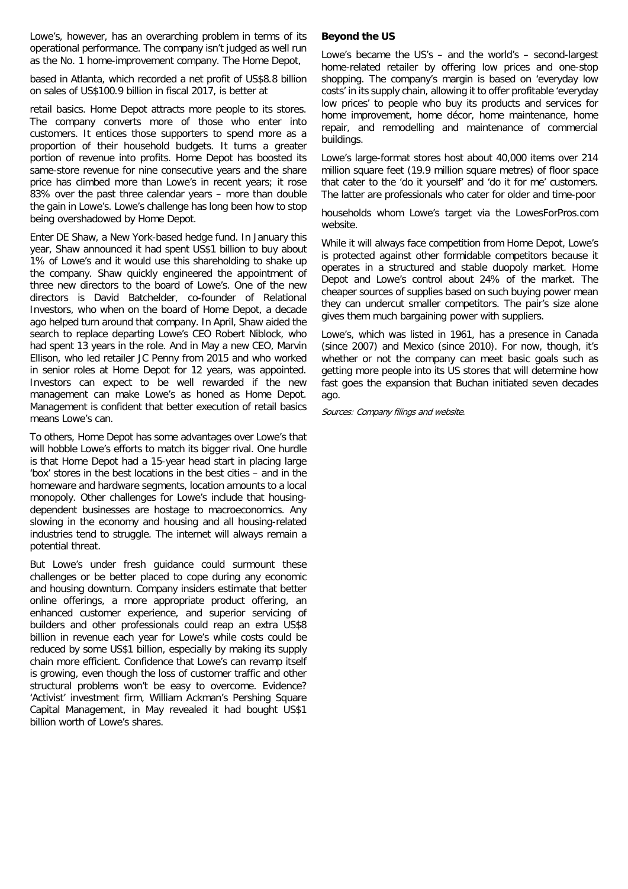Lowe's, however, has an overarching problem in terms of its operational performance. The company isn't judged as well run as the No. 1 home-improvement company. The Home Depot, based in Atlanta, which recorded a net profit of US$8.8 billion on sales of US$100.9 billion in fiscal 2017, is better at retail basics. Home Depot attracts more people to its stores. The company converts more of those who enter into customers. It entices those supporters to spend more as a proportion of their household budgets. It turns a greater portion of revenue into profits. Home Depot has boosted its same-store revenue for nine consecutive years and the share price has climbed more than Lowe's in recent years; it rose 83% over the past three calendar years – more than double the gain in Lowe's. Lowe's challenge has long been how to stop being overshadowed by Home Depot.

Enter DE Shaw, a New York-based hedge fund. In January this year, Shaw announced it had spent US$1 billion to buy about 1% of Lowe's and it would use this shareholding to shake up the company. Shaw quickly engineered the appointment of three new directors to the board of Lowe's. One of the new directors is David Batchelder, co-founder of Relational Investors, who when on the board of Home Depot, a decade ago helped turn around that company. In April, Shaw aided the search to replace departing Lowe's CEO Robert Niblock, who had spent 13 years in the role. And in May a new CEO, Marvin Ellison, who led retailer JC Penny from 2015 and who worked in senior roles at Home Depot for 12 years, was appointed. Investors can expect to be well rewarded if the new management can make Lowe's as honed as Home Depot. Management is confident that better execution of retail basics means Lowe's can.

To others, Home Depot has some advantages over Lowe's that will hobble Lowe's efforts to match its bigger rival. One hurdle is that Home Depot had a 15-year head start in placing large 'box' stores in the best locations in the best cities – and in the homeware and hardware segments, location amounts to a local monopoly. Other challenges for Lowe's include that housing-dependent businesses are hostage to macroeconomics. Any slowing in the economy and housing and all housing-related industries tend to struggle. The internet will always remain a potential threat.

But Lowe's under fresh guidance could surmount these challenges or be better placed to cope during any economic and housing downturn. Company insiders estimate that better online offerings, a more appropriate product offering, an enhanced customer experience, and superior servicing of builders and other professionals could reap an extra US$8 billion in revenue each year for Lowe's while costs could be reduced by some US$1 billion, especially by making its supply chain more efficient. Confidence that Lowe's can revamp itself is growing, even though the loss of customer traffic and other structural problems won't be easy to overcome. Evidence? 'Activist' investment firm, William Ackman's Pershing Square Capital Management, in May revealed it had bought US$1 billion worth of Lowe's shares.

**Beyond the US**

Lowe's became the US's – and the world's – second-largest home-related retailer by offering low prices and one-stop shopping. The company's margin is based on 'everyday low costs' in its supply chain, allowing it to offer profitable 'everyday low prices' to people who buy its products and services for home improvement, home décor, home maintenance, home repair, and remodelling and maintenance of commercial buildings.

Lowe's large-format stores host about 40,000 items over 214 million square feet (19.9 million square metres) of floor space that cater to the 'do it yourself' and 'do it for me' customers. The latter are professionals who cater for older and time-poor households whom Lowe's target via the LowesForPros.com website.

While it will always face competition from Home Depot, Lowe's is protected against other formidable competitors because it operates in a structured and stable duopoly market. Home Depot and Lowe's control about 24% of the market. The cheaper sources of supplies based on such buying power mean they can undercut smaller competitors. The pair's size alone gives them much bargaining power with suppliers.

Lowe's, which was listed in 1961, has a presence in Canada (since 2007) and Mexico (since 2010). For now, though, it's whether or not the company can meet basic goals such as getting more people into its US stores that will determine how fast goes the expansion that Buchan initiated seven decades ago.

*Sources: Company filings and website.*